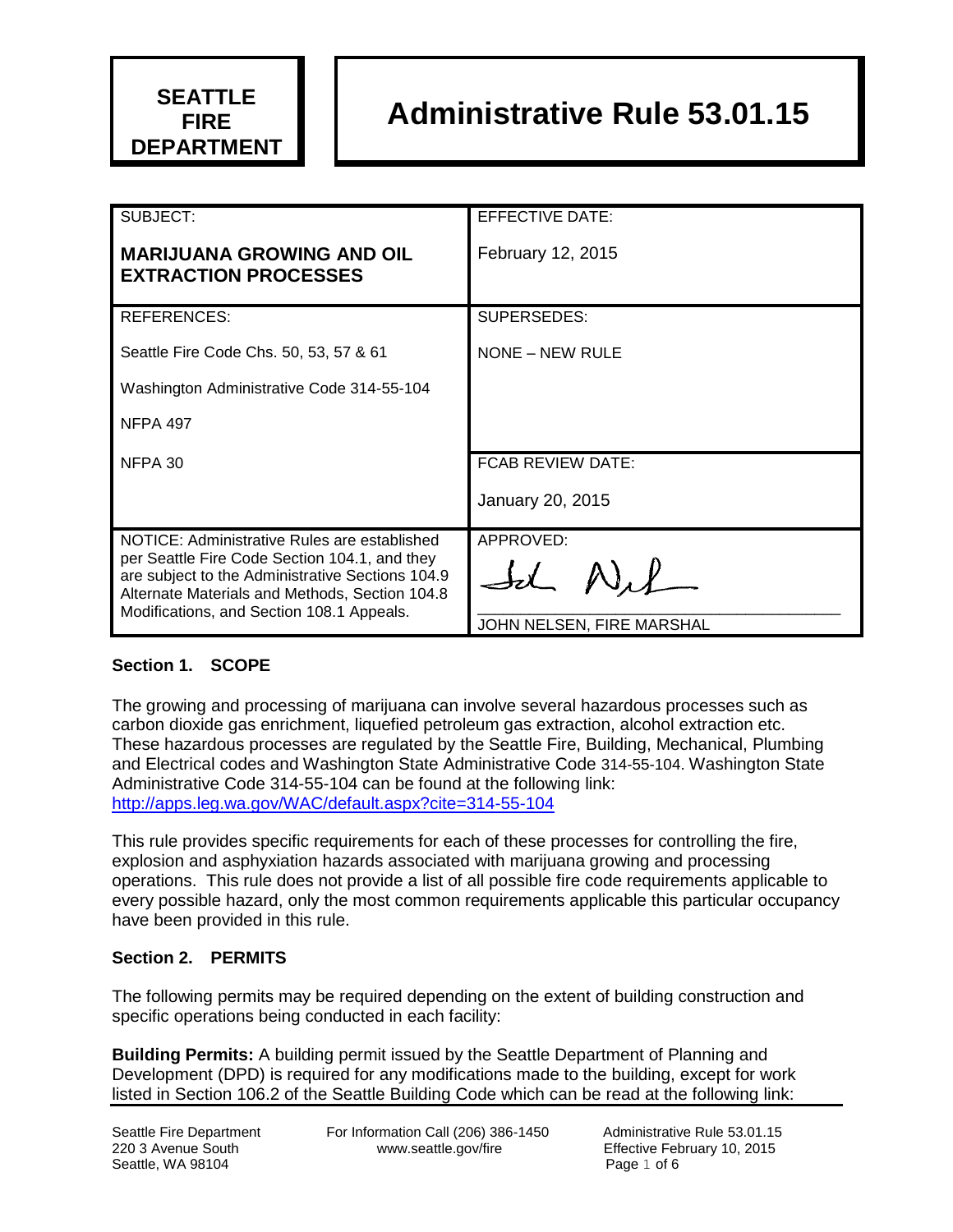**SEATTLE FIRE DEPARTMENT**

# Administrative Rule 53.01.15

| SUBJECT: **MARIJUANA GROWING AND OIL EXTRACTION PROCESSES** | EFFECTIVE DATE: February 12, 2015 |
|---|---|
| REFERENCES: Seattle Fire Code Chs. 50, 53, 57 & 61; Washington Administrative Code 314-55-104; NFPA 497; NFPA 30 | SUPERSEDES: NONE – NEW RULE |
| | FCAB REVIEW DATE: January 20, 2015 |
| NOTICE: Administrative Rules are established per Seattle Fire Code Section 104.1, and they are subject to the Administrative Sections 104.9 Alternate Materials and Methods, Section 104.8 Modifications, and Section 108.1 Appeals. | APPROVED: JOHN NELSEN, FIRE MARSHAL |

### Section 1. SCOPE

The growing and processing of marijuana can involve several hazardous processes such as carbon dioxide gas enrichment, liquefied petroleum gas extraction, alcohol extraction etc. These hazardous processes are regulated by the Seattle Fire, Building, Mechanical, Plumbing and Electrical codes and Washington State Administrative Code 314-55-104. Washington State Administrative Code 314-55-104 can be found at the following link: http://apps.leg.wa.gov/WAC/default.aspx?cite=314-55-104

This rule provides specific requirements for each of these processes for controlling the fire, explosion and asphyxiation hazards associated with marijuana growing and processing operations. This rule does not provide a list of all possible fire code requirements applicable to every possible hazard, only the most common requirements applicable this particular occupancy have been provided in this rule.

### Section 2. PERMITS

The following permits may be required depending on the extent of building construction and specific operations being conducted in each facility:

**Building Permits:** A building permit issued by the Seattle Department of Planning and Development (DPD) is required for any modifications made to the building, except for work listed in Section 106.2 of the Seattle Building Code which can be read at the following link: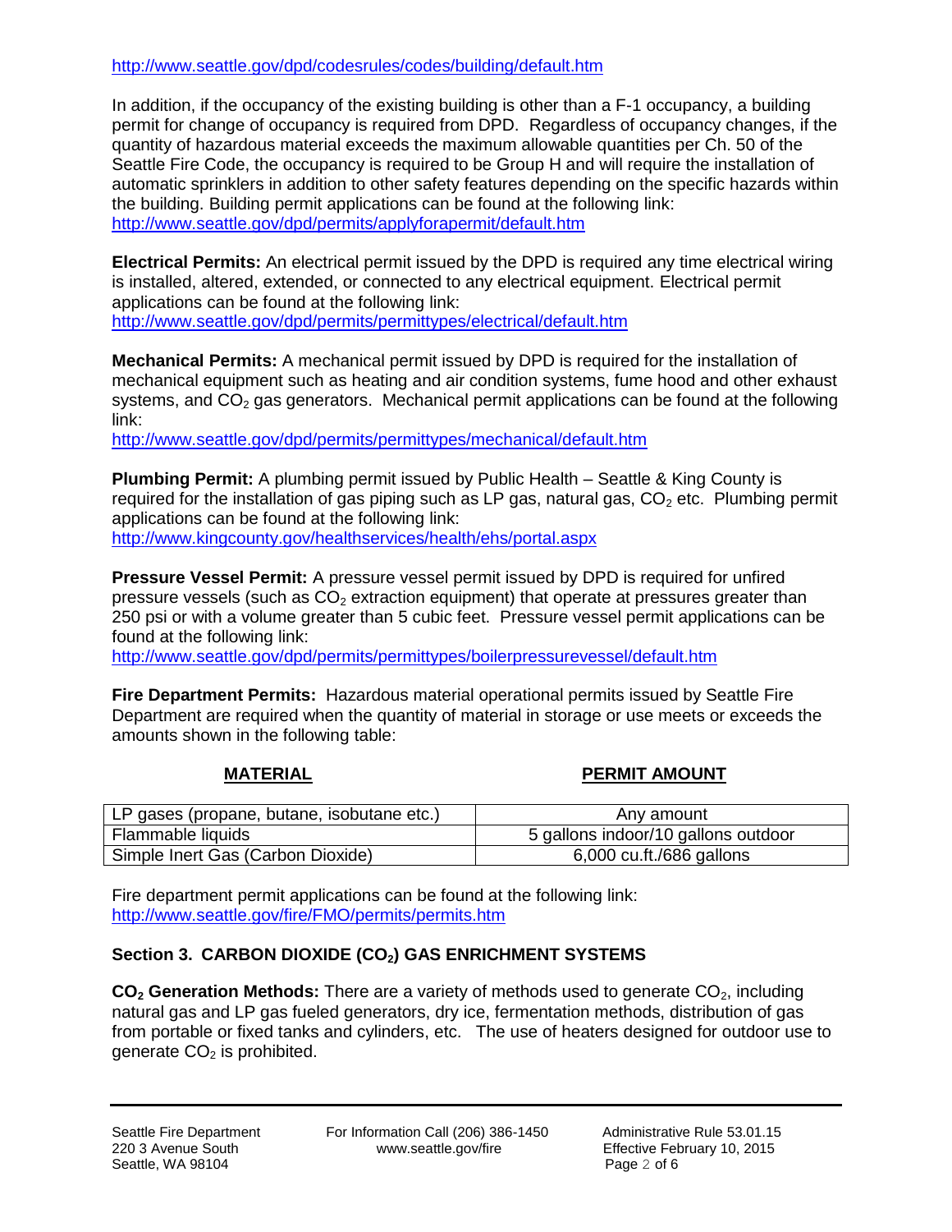http://www.seattle.gov/dpd/codesrules/codes/building/default.htm

In addition, if the occupancy of the existing building is other than a F-1 occupancy, a building permit for change of occupancy is required from DPD. Regardless of occupancy changes, if the quantity of hazardous material exceeds the maximum allowable quantities per Ch. 50 of the Seattle Fire Code, the occupancy is required to be Group H and will require the installation of automatic sprinklers in addition to other safety features depending on the specific hazards within the building. Building permit applications can be found at the following link: http://www.seattle.gov/dpd/permits/applyforapermit/default.htm

**Electrical Permits:** An electrical permit issued by the DPD is required any time electrical wiring is installed, altered, extended, or connected to any electrical equipment. Electrical permit applications can be found at the following link: http://www.seattle.gov/dpd/permits/permittypes/electrical/default.htm

**Mechanical Permits:** A mechanical permit issued by DPD is required for the installation of mechanical equipment such as heating and air condition systems, fume hood and other exhaust systems, and $CO_2$ gas generators. Mechanical permit applications can be found at the following link: http://www.seattle.gov/dpd/permits/permittypes/mechanical/default.htm

**Plumbing Permit:** A plumbing permit issued by Public Health – Seattle & King County is required for the installation of gas piping such as LP gas, natural gas, $CO_2$ etc. Plumbing permit applications can be found at the following link: http://www.kingcounty.gov/healthservices/health/ehs/portal.aspx

**Pressure Vessel Permit:** A pressure vessel permit issued by DPD is required for unfired pressure vessels (such as $CO_2$ extraction equipment) that operate at pressures greater than 250 psi or with a volume greater than 5 cubic feet. Pressure vessel permit applications can be found at the following link: http://www.seattle.gov/dpd/permits/permittypes/boilerpressurevessel/default.htm

**Fire Department Permits:** Hazardous material operational permits issued by Seattle Fire Department are required when the quantity of material in storage or use meets or exceeds the amounts shown in the following table:

| MATERIAL | PERMIT AMOUNT |
| --- | --- |
| LP gases (propane, butane, isobutane etc.) | Any amount |
| Flammable liquids | 5 gallons indoor/10 gallons outdoor |
| Simple Inert Gas (Carbon Dioxide) | 6,000 cu.ft./686 gallons |

Fire department permit applications can be found at the following link: http://www.seattle.gov/fire/FMO/permits/permits.htm

### Section 3. CARBON DIOXIDE ($CO_2$) GAS ENRICHMENT SYSTEMS

**$CO_2$ Generation Methods:** There are a variety of methods used to generate $CO_2$, including natural gas and LP gas fueled generators, dry ice, fermentation methods, distribution of gas from portable or fixed tanks and cylinders, etc. The use of heaters designed for outdoor use to generate $CO_2$ is prohibited.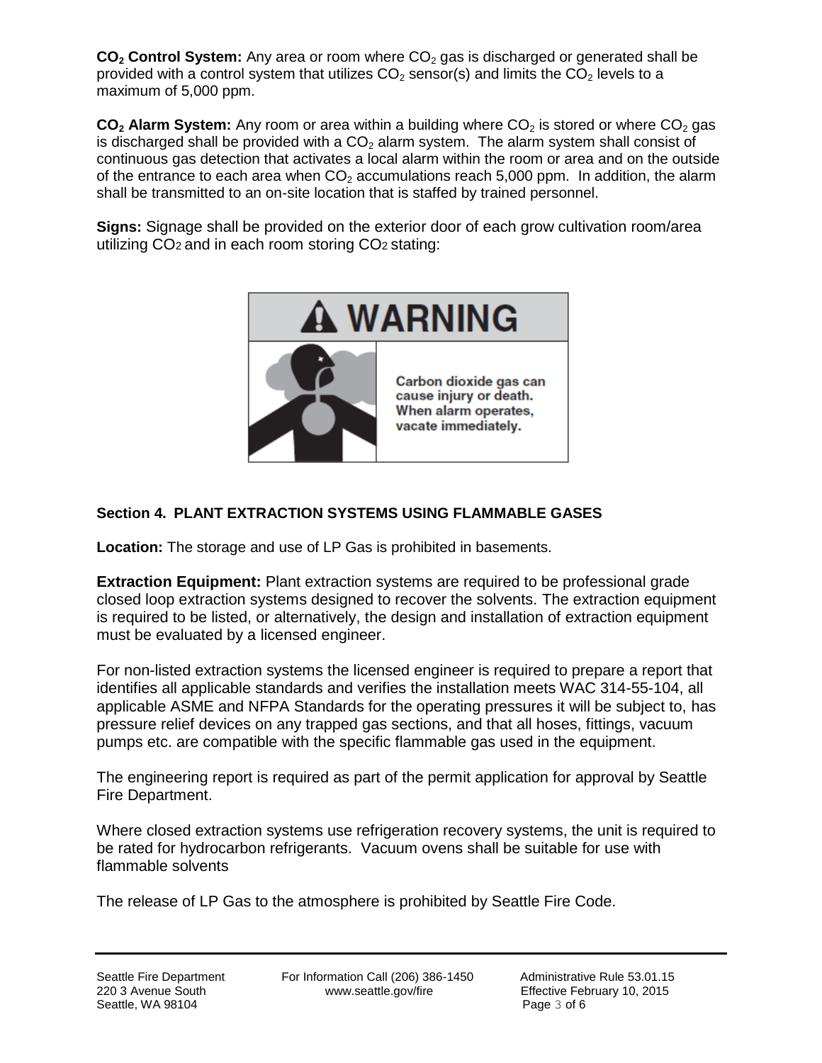**$CO_2$ Control System:** Any area or room where $CO_2$ gas is discharged or generated shall be provided with a control system that utilizes $CO_2$ sensor(s) and limits the $CO_2$ levels to a maximum of 5,000 ppm.

**$CO_2$ Alarm System:** Any room or area within a building where $CO_2$ is stored or where $CO_2$ gas is discharged shall be provided with a $CO_2$ alarm system. The alarm system shall consist of continuous gas detection that activates a local alarm within the room or area and on the outside of the entrance to each area when $CO_2$ accumulations reach 5,000 ppm. In addition, the alarm shall be transmitted to an on-site location that is staffed by trained personnel.

**Signs:** Signage shall be provided on the exterior door of each grow cultivation room/area utilizing $CO_2$ and in each room storing $CO_2$ stating:

**⚠ WARNING**

**Carbon dioxide gas can cause injury or death. When alarm operates, vacate immediately.**

### Section 4. PLANT EXTRACTION SYSTEMS USING FLAMMABLE GASES

**Location:** The storage and use of LP Gas is prohibited in basements.

**Extraction Equipment:** Plant extraction systems are required to be professional grade closed loop extraction systems designed to recover the solvents. The extraction equipment is required to be listed, or alternatively, the design and installation of extraction equipment must be evaluated by a licensed engineer.

For non-listed extraction systems the licensed engineer is required to prepare a report that identifies all applicable standards and verifies the installation meets WAC 314-55-104, all applicable ASME and NFPA Standards for the operating pressures it will be subject to, has pressure relief devices on any trapped gas sections, and that all hoses, fittings, vacuum pumps etc. are compatible with the specific flammable gas used in the equipment.

The engineering report is required as part of the permit application for approval by Seattle Fire Department.

Where closed extraction systems use refrigeration recovery systems, the unit is required to be rated for hydrocarbon refrigerants. Vacuum ovens shall be suitable for use with flammable solvents

The release of LP Gas to the atmosphere is prohibited by Seattle Fire Code.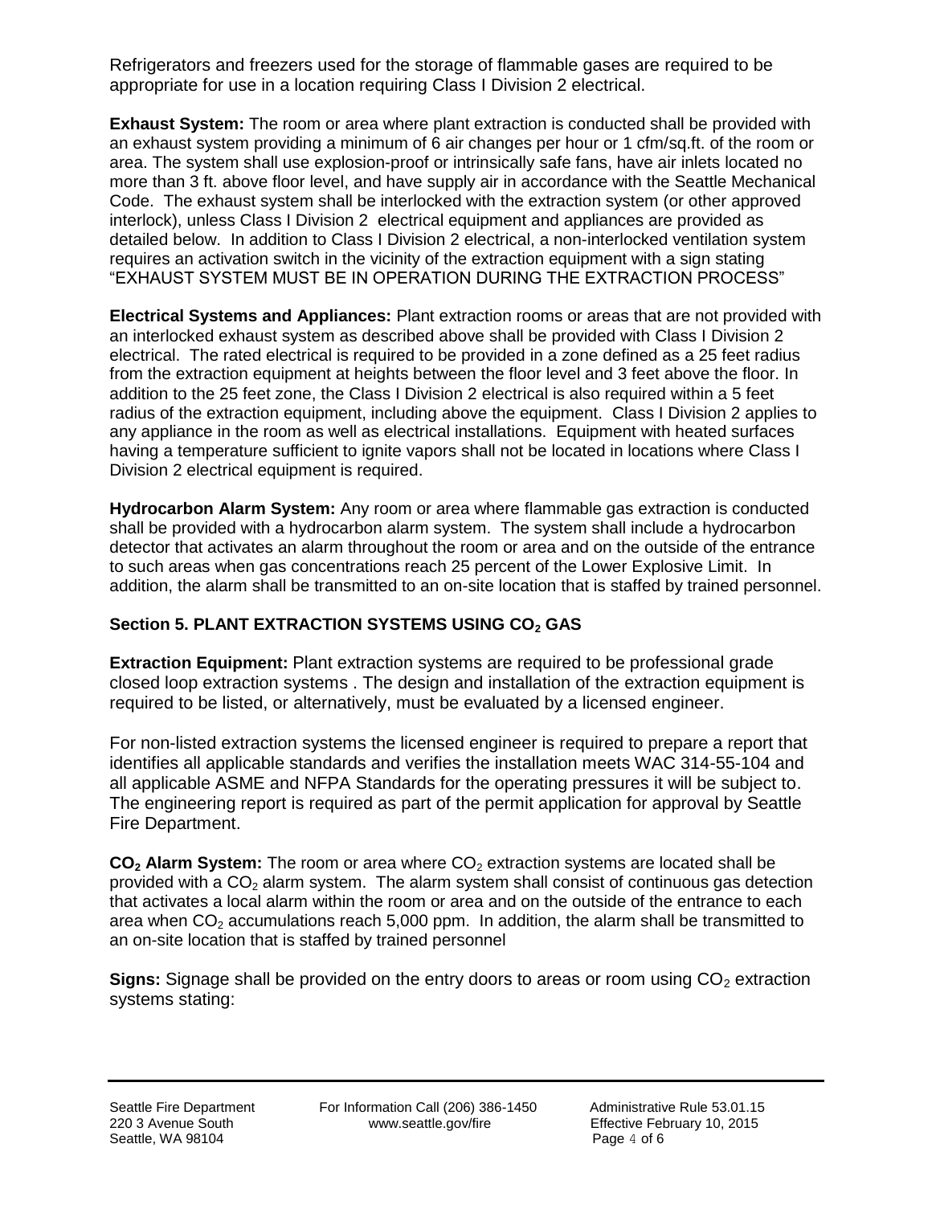Refrigerators and freezers used for the storage of flammable gases are required to be appropriate for use in a location requiring Class I Division 2 electrical.

**Exhaust System:** The room or area where plant extraction is conducted shall be provided with an exhaust system providing a minimum of 6 air changes per hour or 1 cfm/sq.ft. of the room or area. The system shall use explosion-proof or intrinsically safe fans, have air inlets located no more than 3 ft. above floor level, and have supply air in accordance with the Seattle Mechanical Code. The exhaust system shall be interlocked with the extraction system (or other approved interlock), unless Class I Division 2 electrical equipment and appliances are provided as detailed below. In addition to Class I Division 2 electrical, a non-interlocked ventilation system requires an activation switch in the vicinity of the extraction equipment with a sign stating "EXHAUST SYSTEM MUST BE IN OPERATION DURING THE EXTRACTION PROCESS"

**Electrical Systems and Appliances:** Plant extraction rooms or areas that are not provided with an interlocked exhaust system as described above shall be provided with Class I Division 2 electrical. The rated electrical is required to be provided in a zone defined as a 25 feet radius from the extraction equipment at heights between the floor level and 3 feet above the floor. In addition to the 25 feet zone, the Class I Division 2 electrical is also required within a 5 feet radius of the extraction equipment, including above the equipment. Class I Division 2 applies to any appliance in the room as well as electrical installations. Equipment with heated surfaces having a temperature sufficient to ignite vapors shall not be located in locations where Class I Division 2 electrical equipment is required.

**Hydrocarbon Alarm System:** Any room or area where flammable gas extraction is conducted shall be provided with a hydrocarbon alarm system. The system shall include a hydrocarbon detector that activates an alarm throughout the room or area and on the outside of the entrance to such areas when gas concentrations reach 25 percent of the Lower Explosive Limit. In addition, the alarm shall be transmitted to an on-site location that is staffed by trained personnel.

### Section 5. PLANT EXTRACTION SYSTEMS USING $CO_2$ GAS

**Extraction Equipment:** Plant extraction systems are required to be professional grade closed loop extraction systems . The design and installation of the extraction equipment is required to be listed, or alternatively, must be evaluated by a licensed engineer.

For non-listed extraction systems the licensed engineer is required to prepare a report that identifies all applicable standards and verifies the installation meets WAC 314-55-104 and all applicable ASME and NFPA Standards for the operating pressures it will be subject to. The engineering report is required as part of the permit application for approval by Seattle Fire Department.

**$CO_2$ Alarm System:** The room or area where $CO_2$ extraction systems are located shall be provided with a $CO_2$ alarm system. The alarm system shall consist of continuous gas detection that activates a local alarm within the room or area and on the outside of the entrance to each area when $CO_2$ accumulations reach 5,000 ppm. In addition, the alarm shall be transmitted to an on-site location that is staffed by trained personnel

**Signs:** Signage shall be provided on the entry doors to areas or room using $CO_2$ extraction systems stating: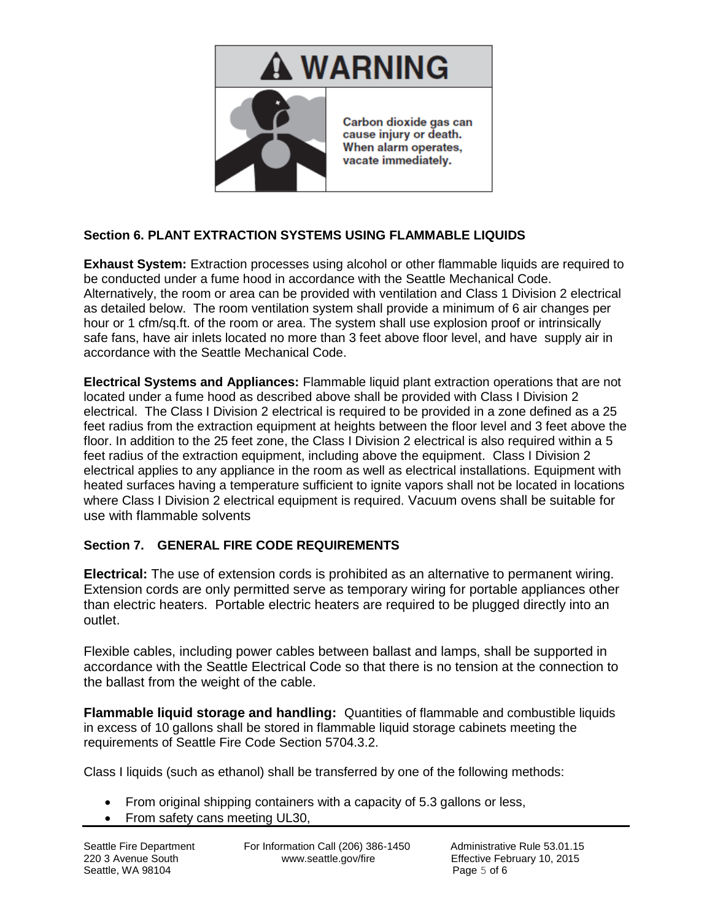**⚠ WARNING**

Carbon dioxide gas can cause injury or death. When alarm operates, vacate immediately.

### Section 6. PLANT EXTRACTION SYSTEMS USING FLAMMABLE LIQUIDS

**Exhaust System:** Extraction processes using alcohol or other flammable liquids are required to be conducted under a fume hood in accordance with the Seattle Mechanical Code. Alternatively, the room or area can be provided with ventilation and Class 1 Division 2 electrical as detailed below. The room ventilation system shall provide a minimum of 6 air changes per hour or 1 cfm/sq.ft. of the room or area. The system shall use explosion proof or intrinsically safe fans, have air inlets located no more than 3 feet above floor level, and have supply air in accordance with the Seattle Mechanical Code.

**Electrical Systems and Appliances:** Flammable liquid plant extraction operations that are not located under a fume hood as described above shall be provided with Class I Division 2 electrical. The Class I Division 2 electrical is required to be provided in a zone defined as a 25 feet radius from the extraction equipment at heights between the floor level and 3 feet above the floor. In addition to the 25 feet zone, the Class I Division 2 electrical is also required within a 5 feet radius of the extraction equipment, including above the equipment. Class I Division 2 electrical applies to any appliance in the room as well as electrical installations. Equipment with heated surfaces having a temperature sufficient to ignite vapors shall not be located in locations where Class I Division 2 electrical equipment is required. Vacuum ovens shall be suitable for use with flammable solvents

### Section 7. GENERAL FIRE CODE REQUIREMENTS

**Electrical:** The use of extension cords is prohibited as an alternative to permanent wiring. Extension cords are only permitted serve as temporary wiring for portable appliances other than electric heaters. Portable electric heaters are required to be plugged directly into an outlet.

Flexible cables, including power cables between ballast and lamps, shall be supported in accordance with the Seattle Electrical Code so that there is no tension at the connection to the ballast from the weight of the cable.

**Flammable liquid storage and handling:** Quantities of flammable and combustible liquids in excess of 10 gallons shall be stored in flammable liquid storage cabinets meeting the requirements of Seattle Fire Code Section 5704.3.2.

Class I liquids (such as ethanol) shall be transferred by one of the following methods:

- From original shipping containers with a capacity of 5.3 gallons or less,
- From safety cans meeting UL30,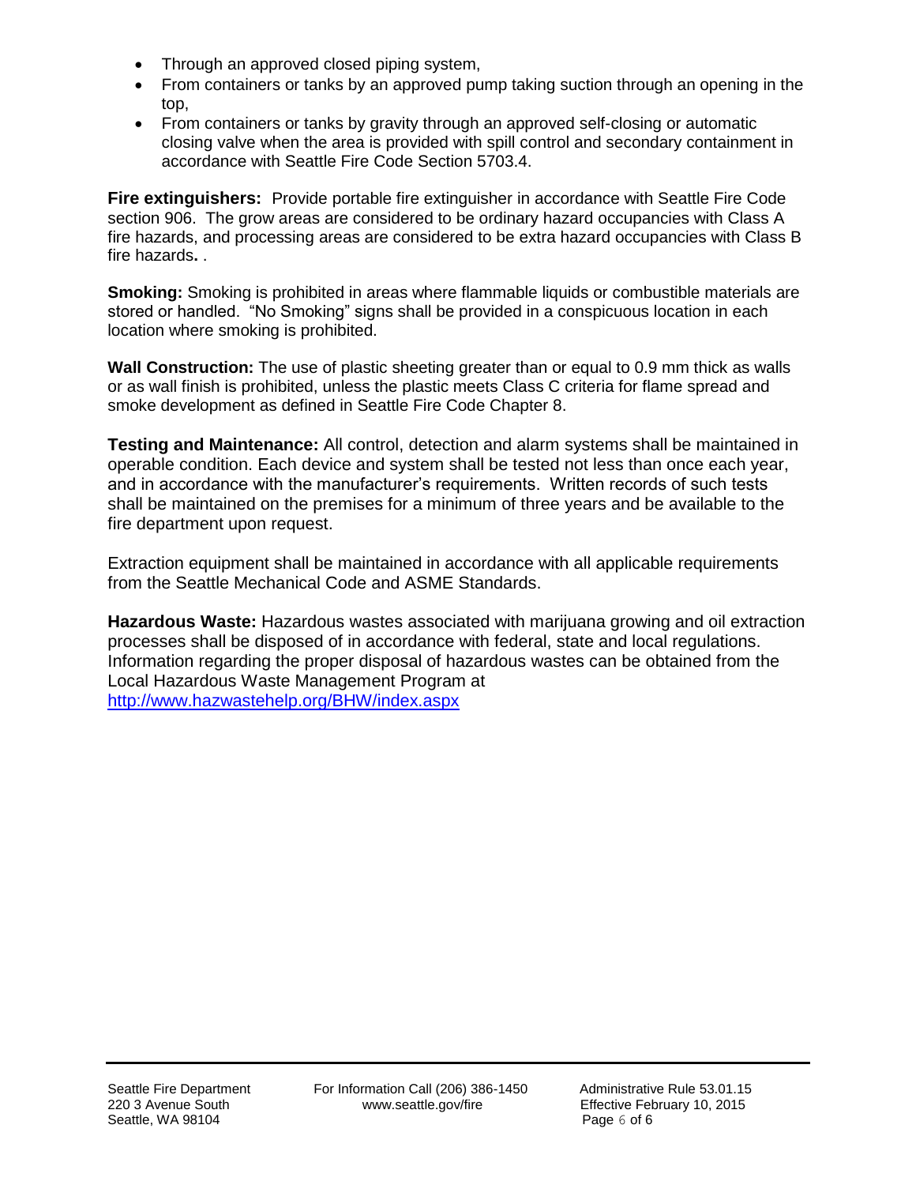- Through an approved closed piping system,
- From containers or tanks by an approved pump taking suction through an opening in the top,
- From containers or tanks by gravity through an approved self-closing or automatic closing valve when the area is provided with spill control and secondary containment in accordance with Seattle Fire Code Section 5703.4.

**Fire extinguishers:** Provide portable fire extinguisher in accordance with Seattle Fire Code section 906. The grow areas are considered to be ordinary hazard occupancies with Class A fire hazards, and processing areas are considered to be extra hazard occupancies with Class B fire hazards**.** .

**Smoking:** Smoking is prohibited in areas where flammable liquids or combustible materials are stored or handled. "No Smoking" signs shall be provided in a conspicuous location in each location where smoking is prohibited.

**Wall Construction:** The use of plastic sheeting greater than or equal to 0.9 mm thick as walls or as wall finish is prohibited, unless the plastic meets Class C criteria for flame spread and smoke development as defined in Seattle Fire Code Chapter 8.

**Testing and Maintenance:** All control, detection and alarm systems shall be maintained in operable condition. Each device and system shall be tested not less than once each year, and in accordance with the manufacturer's requirements. Written records of such tests shall be maintained on the premises for a minimum of three years and be available to the fire department upon request.

Extraction equipment shall be maintained in accordance with all applicable requirements from the Seattle Mechanical Code and ASME Standards.

**Hazardous Waste:** Hazardous wastes associated with marijuana growing and oil extraction processes shall be disposed of in accordance with federal, state and local regulations. Information regarding the proper disposal of hazardous wastes can be obtained from the Local Hazardous Waste Management Program at http://www.hazwastehelp.org/BHW/index.aspx